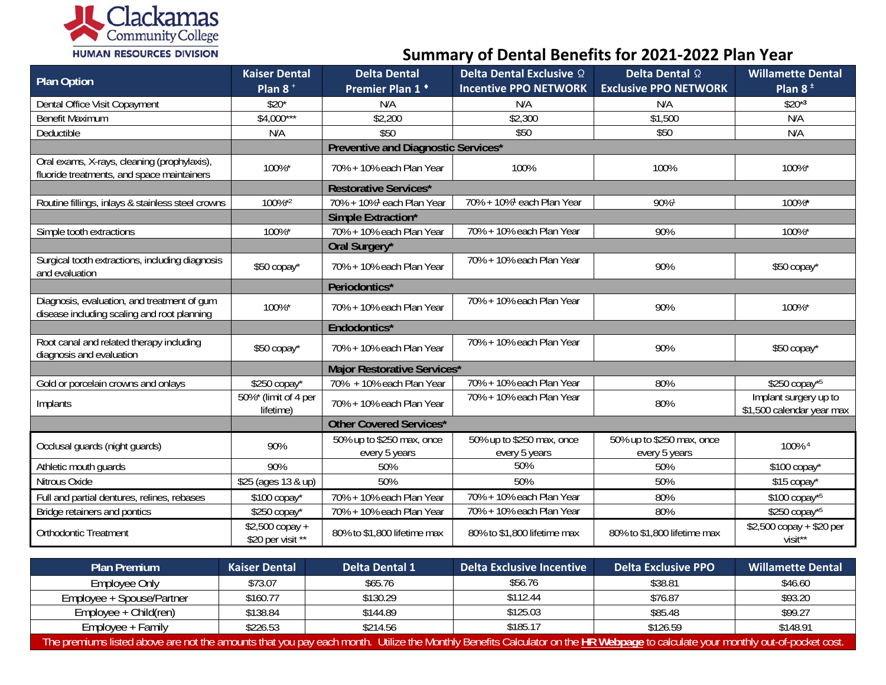Clackamas Community College
HUMAN RESOURCES DIVISION

# Summary of Dental Benefits for 2021-2022 Plan Year

| Plan Option | Kaiser Dental Plan 8 + | Delta Dental Premier Plan 1 ♦ | Delta Dental Exclusive Ω Incentive PPO NETWORK | Delta Dental Ω Exclusive PPO NETWORK | Willamette Dental Plan 8 ± |
|---|---|---|---|---|---|
| Dental Office Visit Copayment | $20* | N/A | N/A | N/A | $20*[3] |
| Benefit Maximum | $4,000*** | $2,200 | $2,300 | $1,500 | N/A |
| Deductible | N/A | $50 | $50 | $50 | N/A |
| | | **Preventive and Diagnostic Services*** | | | |
| Oral exams, X-rays, cleaning (prophylaxis), fluoride treatments, and space maintainers | 100%* | 70% + 10% each Plan Year | 100% | 100% | 100%* |
| | | **Restorative Services*** | | | |
| Routine fillings, inlays & stainless steel crowns | 100%*[2] | 70% + 10%[1] each Plan Year | 70% + 10%[1] each Plan Year | 90%[1] | 100%* |
| | | **Simple Extraction*** | | | |
| Simple tooth extractions | 100%* | 70% + 10% each Plan Year | 70% + 10% each Plan Year | 90% | 100%* |
| | | **Oral Surgery*** | | | |
| Surgical tooth extractions, including diagnosis and evaluation | $50 copay* | 70% + 10% each Plan Year | 70% + 10% each Plan Year | 90% | $50 copay* |
| | | **Periodontics*** | | | |
| Diagnosis, evaluation, and treatment of gum disease including scaling and root planning | 100%* | 70% + 10% each Plan Year | 70% + 10% each Plan Year | 90% | 100%* |
| | | **Endodontics*** | | | |
| Root canal and related therapy including diagnosis and evaluation | $50 copay* | 70% + 10% each Plan Year | 70% + 10% each Plan Year | 90% | $50 copay* |
| | | **Major Restorative Services*** | | | |
| Gold or porcelain crowns and onlays | $250 copay* | 70% + 10% each Plan Year | 70% + 10% each Plan Year | 80% | $250 copay*[5] |
| Implants | 50%* (limit of 4 per lifetime) | 70% + 10% each Plan Year | 70% + 10% each Plan Year | 80% | Implant surgery up to $1,500 calendar year max |
| | | **Other Covered Services*** | | | |
| Occlusal guards (night guards) | 90% | 50% up to $250 max, once every 5 years | 50% up to $250 max, once every 5 years | 50% up to $250 max, once every 5 years | 100%[4] |
| Athletic mouth guards | 90% | 50% | 50% | 50% | $100 copay* |
| Nitrous Oxide | $25 (ages 13 & up) | 50% | 50% | 50% | $15 copay* |
| Full and partial dentures, relines, rebases | $100 copay* | 70% + 10% each Plan Year | 70% + 10% each Plan Year | 80% | $100 copay*[5] |
| Bridge retainers and pontics | $250 copay* | 70% + 10% each Plan Year | 70% + 10% each Plan Year | 80% | $250 copay*[5] |
| Orthodontic Treatment | $2,500 copay + $20 per visit ** | 80% to $1,800 lifetime max | 80% to $1,800 lifetime max | 80% to $1,800 lifetime max | $2,500 copay + $20 per visit** |

| Plan Premium | Kaiser Dental | Delta Dental 1 | Delta Exclusive Incentive | Delta Exclusive PPO | Willamette Dental |
|---|---|---|---|---|---|
| Employee Only | $73.07 | $65.76 | $56.76 | $38.81 | $46.60 |
| Employee + Spouse/Partner | $160.77 | $130.29 | $112.44 | $76.87 | $93.20 |
| Employee + Child(ren) | $138.84 | $144.89 | $125.03 | $85.48 | $99.27 |
| Employee + Family | $226.53 | $214.56 | $185.17 | $126.59 | $148.91 |

The premiums listed above are not the amounts that you pay each month. Utilize the Monthly Benefits Calculator on the **HR Webpage** to calculate your monthly out-of-pocket cost.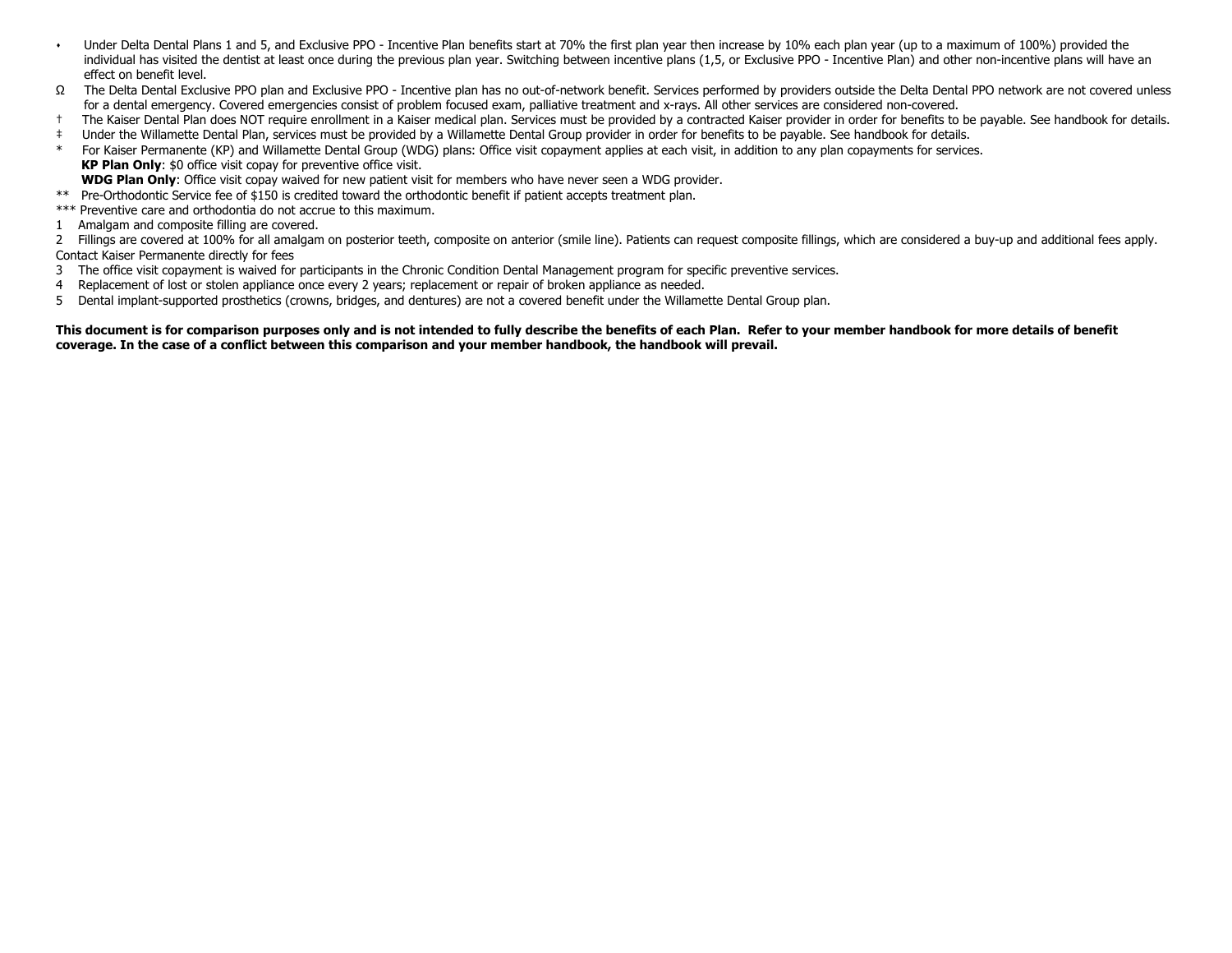- ⬩ Under Delta Dental Plans 1 and 5, and Exclusive PPO - Incentive Plan benefits start at 70% the first plan year then increase by 10% each plan year (up to a maximum of 100%) provided the individual has visited the dentist at least once during the previous plan year. Switching between incentive plans (1,5, or Exclusive PPO - Incentive Plan) and other non-incentive plans will have an effect on benefit level.

Ω The Delta Dental Exclusive PPO plan and Exclusive PPO - Incentive plan has no out-of-network benefit. Services performed by providers outside the Delta Dental PPO network are not covered unless for a dental emergency. Covered emergencies consist of problem focused exam, palliative treatment and x-rays. All other services are considered non-covered.

† The Kaiser Dental Plan does NOT require enrollment in a Kaiser medical plan. Services must be provided by a contracted Kaiser provider in order for benefits to be payable. See handbook for details.

‡ Under the Willamette Dental Plan, services must be provided by a Willamette Dental Group provider in order for benefits to be payable. See handbook for details.

* For Kaiser Permanente (KP) and Willamette Dental Group (WDG) plans: Office visit copayment applies at each visit, in addition to any plan copayments for services.
**KP Plan Only**: $0 office visit copay for preventive office visit.
**WDG Plan Only**: Office visit copay waived for new patient visit for members who have never seen a WDG provider.

** Pre-Orthodontic Service fee of $150 is credited toward the orthodontic benefit if patient accepts treatment plan.

*** Preventive care and orthodontia do not accrue to this maximum.

1 Amalgam and composite filling are covered.

2 Fillings are covered at 100% for all amalgam on posterior teeth, composite on anterior (smile line). Patients can request composite fillings, which are considered a buy-up and additional fees apply. Contact Kaiser Permanente directly for fees

3 The office visit copayment is waived for participants in the Chronic Condition Dental Management program for specific preventive services.

4 Replacement of lost or stolen appliance once every 2 years; replacement or repair of broken appliance as needed.

5 Dental implant-supported prosthetics (crowns, bridges, and dentures) are not a covered benefit under the Willamette Dental Group plan.

**This document is for comparison purposes only and is not intended to fully describe the benefits of each Plan. Refer to your member handbook for more details of benefit coverage. In the case of a conflict between this comparison and your member handbook, the handbook will prevail.**